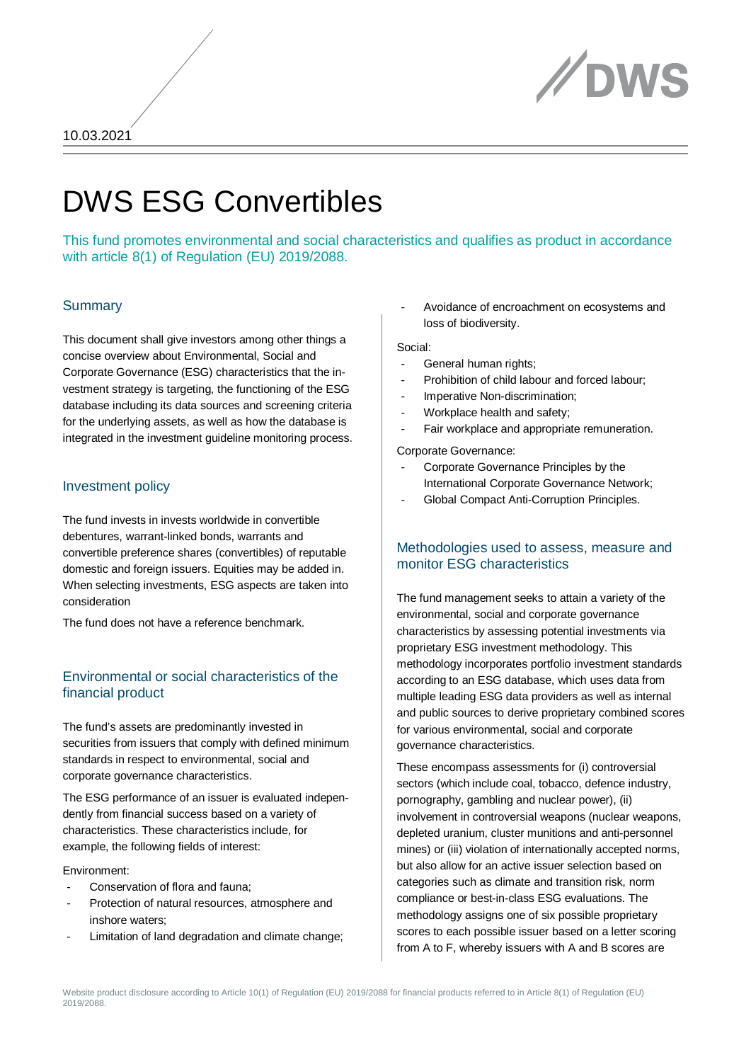10.03.2021

# DWS ESG Convertibles

This fund promotes environmental and social characteristics and qualifies as product in accordance with article 8(1) of Regulation (EU) 2019/2088.

## Summary

This document shall give investors among other things a concise overview about Environmental, Social and Corporate Governance (ESG) characteristics that the investment strategy is targeting, the functioning of the ESG database including its data sources and screening criteria for the underlying assets, as well as how the database is integrated in the investment guideline monitoring process.

## Investment policy

The fund invests in invests worldwide in convertible debentures, warrant-linked bonds, warrants and convertible preference shares (convertibles) of reputable domestic and foreign issuers. Equities may be added in. When selecting investments, ESG aspects are taken into consideration

The fund does not have a reference benchmark.

## Environmental or social characteristics of the financial product

The fund's assets are predominantly invested in securities from issuers that comply with defined minimum standards in respect to environmental, social and corporate governance characteristics.

The ESG performance of an issuer is evaluated independently from financial success based on a variety of characteristics. These characteristics include, for example, the following fields of interest:

Environment:

- Conservation of flora and fauna;
- Protection of natural resources, atmosphere and inshore waters;
- Limitation of land degradation and climate change;
- Avoidance of encroachment on ecosystems and loss of biodiversity.

Social:

- General human rights;
- Prohibition of child labour and forced labour;
- Imperative Non-discrimination;
- Workplace health and safety;
- Fair workplace and appropriate remuneration.

Corporate Governance:

- Corporate Governance Principles by the International Corporate Governance Network;
- Global Compact Anti-Corruption Principles.

## Methodologies used to assess, measure and monitor ESG characteristics

The fund management seeks to attain a variety of the environmental, social and corporate governance characteristics by assessing potential investments via proprietary ESG investment methodology. This methodology incorporates portfolio investment standards according to an ESG database, which uses data from multiple leading ESG data providers as well as internal and public sources to derive proprietary combined scores for various environmental, social and corporate governance characteristics.

These encompass assessments for (i) controversial sectors (which include coal, tobacco, defence industry, pornography, gambling and nuclear power), (ii) involvement in controversial weapons (nuclear weapons, depleted uranium, cluster munitions and anti-personnel mines) or (iii) violation of internationally accepted norms, but also allow for an active issuer selection based on categories such as climate and transition risk, norm compliance or best-in-class ESG evaluations. The methodology assigns one of six possible proprietary scores to each possible issuer based on a letter scoring from A to F, whereby issuers with A and B scores are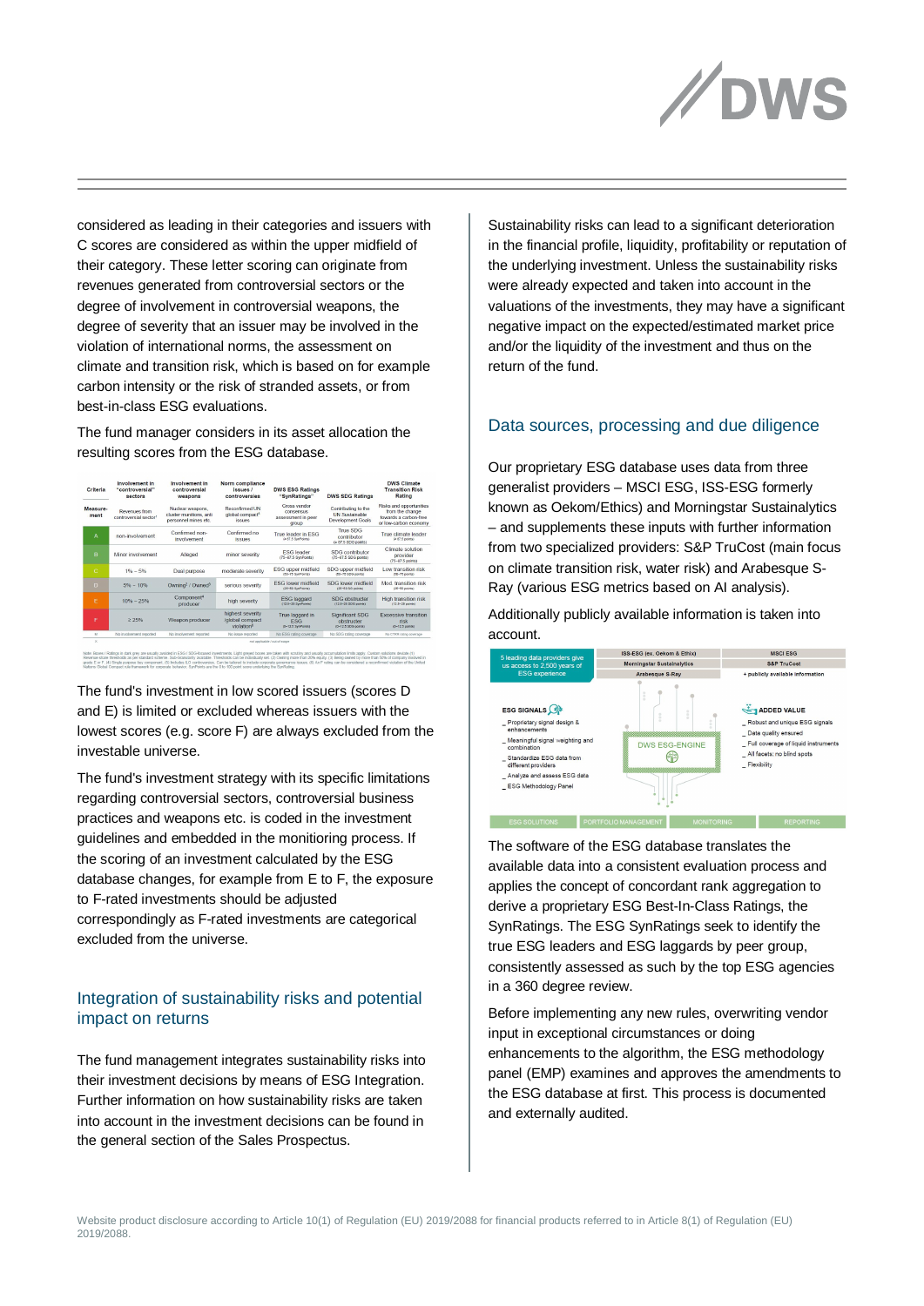considered as leading in their categories and issuers with C scores are considered as within the upper midfield of their category. These letter scoring can originate from revenues generated from controversial sectors or the degree of involvement in controversial weapons, the degree of severity that an issuer may be involved in the violation of international norms, the assessment on climate and transition risk, which is based on for example carbon intensity or the risk of stranded assets, or from best-in-class ESG evaluations.

The fund manager considers in its asset allocation the resulting scores from the ESG database.

| Criteria | Involvement in "controversial" sectors | Involvement in controversial weapons | Norm compliance issues / controversies | DWS ESG Ratings "SynRatings" | DWS SDG Ratings | DWS Climate Transition Risk Rating |
|---|---|---|---|---|---|---|
| Measurement | Revenues from controversial sector | Nuclear weapons, cluster munitions, anti personnel mines etc. | Reconfirmed UN global compact issues | Cross vendor consensus assessment in peer group | Contributing to the UN Sustainable Development Goals | Risks and opportunities from the change towards a carbon-free or low-carbon economy |
| A | non-involvement | Confirmed non-involvement | Confirmed no issues | True leader in ESG | True SDG contributor | True climate leader |
| B | Minor involvement | Alleged | minor severity | ESG leader | SDG contributor | Climate solution provider |
| C | 1% – 5% | Dual purpose | moderate severity | ESG upper midfield | SDG upper midfield | Low transition risk |
| D | 5% – 10% | Owning / Owned | serious severity | ESG lower midfield | SDG lower midfield | Mod. transition risk |
| E | 10% – 25% | Component producer | high severity | ESG laggard | SDG obstructer | High transition risk |
| F | ≥ 25% | Weapon producer | highest severity /global compact violation | True laggard in ESG | Significant SDG obstructer | Excessive transition risk |
| M | No involvement reported | No involvement reported | No issue reported | No ESG rating coverage | No SDG rating coverage | No CTRR rating coverage |
| X | | | | not applicable / out of scope | | |

The fund's investment in low scored issuers (scores D and E) is limited or excluded whereas issuers with the lowest scores (e.g. score F) are always excluded from the investable universe.

The fund's investment strategy with its specific limitations regarding controversial sectors, controversial business practices and weapons etc. is coded in the investment guidelines and embedded in the monitoring process. If the scoring of an investment calculated by the ESG database changes, for example from E to F, the exposure to F-rated investments should be adjusted correspondingly as F-rated investments are categorical excluded from the universe.

## Integration of sustainability risks and potential impact on returns

The fund management integrates sustainability risks into their investment decisions by means of ESG Integration. Further information on how sustainability risks are taken into account in the investment decisions can be found in the general section of the Sales Prospectus.

Sustainability risks can lead to a significant deterioration in the financial profile, liquidity, profitability or reputation of the underlying investment. Unless the sustainability risks were already expected and taken into account in the valuations of the investments, they may have a significant negative impact on the expected/estimated market price and/or the liquidity of the investment and thus on the return of the fund.

## Data sources, processing and due diligence

Our proprietary ESG database uses data from three generalist providers – MSCI ESG, ISS-ESG formerly known as Oekom/Ethics) and Morningstar Sustainalytics – and supplements these inputs with further information from two specialized providers: S&P TruCost (main focus on climate transition risk, water risk) and Arabesque S-Ray (various ESG metrics based on AI analysis).

Additionally publicly available information is taken into account.

5 leading data providers give us access to 2,500 years of ESG experience

ISS-ESG (ex. Oekom & Ethix) | MSCI ESG
Morningstar Sustainalytics | S&P TruCost
Arabesque S-Ray | + publicly available information

ESG SIGNALS
- Proprietary signal design & enhancements
- Meaningful signal weighting and combination
- Standardize ESG data from different providers
- Analyze and assess ESG data
- ESG Methodology Panel

DWS ESG-ENGINE

ADDED VALUE
- Robust and unique ESG signals
- Data quality ensured
- Full coverage of liquid instruments
- All facets: no blind spots
- Flexibility

ESG SOLUTIONS | PORTFOLIO MANAGEMENT | MONITORING | REPORTING

The software of the ESG database translates the available data into a consistent evaluation process and applies the concept of concordant rank aggregation to derive a proprietary ESG Best-In-Class Ratings, the SynRatings. The ESG SynRatings seek to identify the true ESG leaders and ESG laggards by peer group, consistently assessed as such by the top ESG agencies in a 360 degree review.

Before implementing any new rules, overwriting vendor input in exceptional circumstances or doing enhancements to the algorithm, the ESG methodology panel (EMP) examines and approves the amendments to the ESG database at first. This process is documented and externally audited.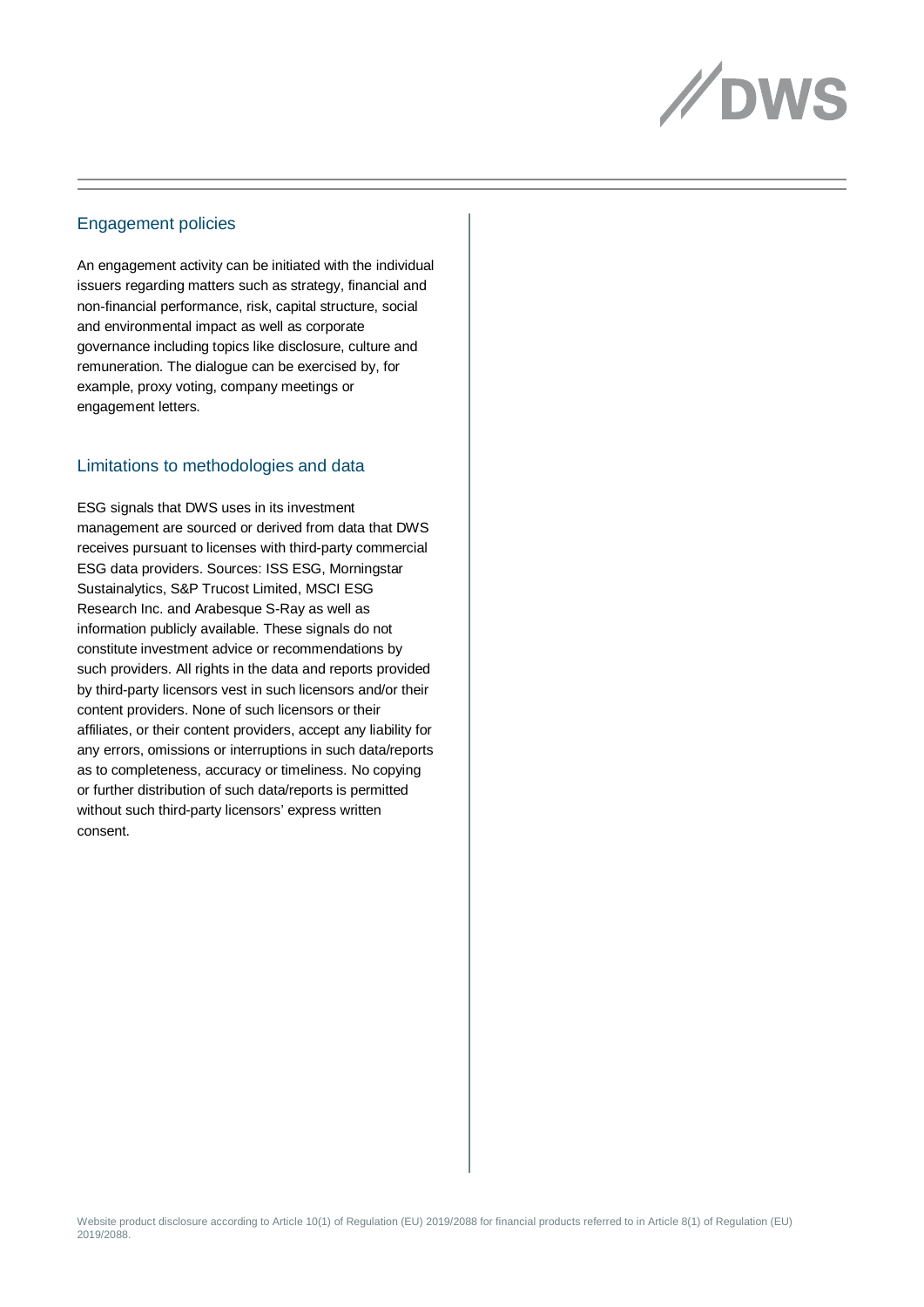## Engagement policies

An engagement activity can be initiated with the individual issuers regarding matters such as strategy, financial and non-financial performance, risk, capital structure, social and environmental impact as well as corporate governance including topics like disclosure, culture and remuneration. The dialogue can be exercised by, for example, proxy voting, company meetings or engagement letters.

## Limitations to methodologies and data

ESG signals that DWS uses in its investment management are sourced or derived from data that DWS receives pursuant to licenses with third-party commercial ESG data providers. Sources: ISS ESG, Morningstar Sustainalytics, S&P Trucost Limited, MSCI ESG Research Inc. and Arabesque S-Ray as well as information publicly available. These signals do not constitute investment advice or recommendations by such providers. All rights in the data and reports provided by third-party licensors vest in such licensors and/or their content providers. None of such licensors or their affiliates, or their content providers, accept any liability for any errors, omissions or interruptions in such data/reports as to completeness, accuracy or timeliness. No copying or further distribution of such data/reports is permitted without such third-party licensors' express written consent.